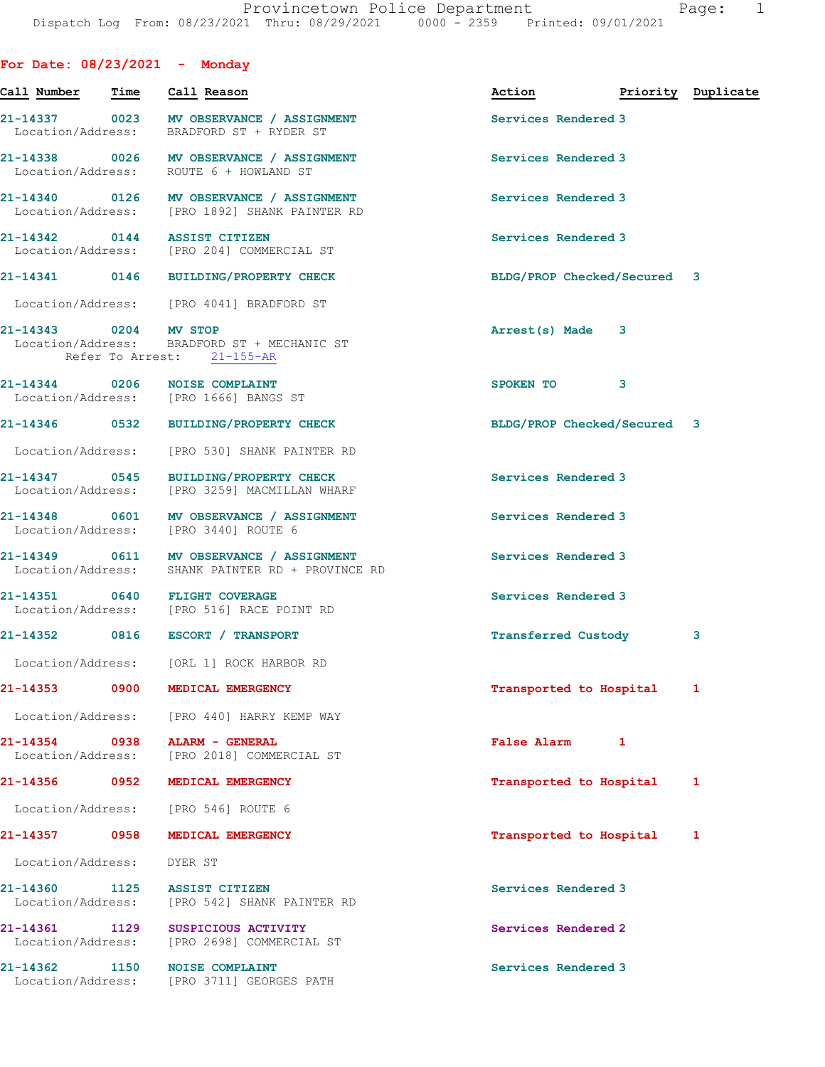Dispatch Log From: 08/23/2021 Thru: 08/29/2021 0000 - 2359 Printed: 09/01/2021

## For Date: 08/23/2021 - Monday

| Call Number | Time | Call Reason | Action | Priority | Duplicate |
|---|---|---|---|---|---|
| 21-14337 | 0023 | MV OBSERVANCE / ASSIGNMENT<br>Location/Address: BRADFORD ST + RYDER ST | Services Rendered | 3 | |
| 21-14338 | 0026 | MV OBSERVANCE / ASSIGNMENT<br>Location/Address: ROUTE 6 + HOWLAND ST | Services Rendered | 3 | |
| 21-14340 | 0126 | MV OBSERVANCE / ASSIGNMENT<br>Location/Address: [PRO 1892] SHANK PAINTER RD | Services Rendered | 3 | |
| 21-14342 | 0144 | ASSIST CITIZEN<br>Location/Address: [PRO 204] COMMERCIAL ST | Services Rendered | 3 | |
| 21-14341 | 0146 | BUILDING/PROPERTY CHECK<br>Location/Address: [PRO 4041] BRADFORD ST | BLDG/PROP Checked/Secured | 3 | |
| 21-14343 | 0204 | MV STOP<br>Location/Address: BRADFORD ST + MECHANIC ST<br>Refer To Arrest: 21-155-AR | Arrest(s) Made | 3 | |
| 21-14344 | 0206 | NOISE COMPLAINT<br>Location/Address: [PRO 1666] BANGS ST | SPOKEN TO | 3 | |
| 21-14346 | 0532 | BUILDING/PROPERTY CHECK<br>Location/Address: [PRO 530] SHANK PAINTER RD | BLDG/PROP Checked/Secured | 3 | |
| 21-14347 | 0545 | BUILDING/PROPERTY CHECK<br>Location/Address: [PRO 3259] MACMILLAN WHARF | Services Rendered | 3 | |
| 21-14348 | 0601 | MV OBSERVANCE / ASSIGNMENT<br>Location/Address: [PRO 3440] ROUTE 6 | Services Rendered | 3 | |
| 21-14349 | 0611 | MV OBSERVANCE / ASSIGNMENT<br>Location/Address: SHANK PAINTER RD + PROVINCE RD | Services Rendered | 3 | |
| 21-14351 | 0640 | FLIGHT COVERAGE<br>Location/Address: [PRO 516] RACE POINT RD | Services Rendered | 3 | |
| 21-14352 | 0816 | ESCORT / TRANSPORT<br>Location/Address: [ORL 1] ROCK HARBOR RD | Transferred Custody | 3 | |
| 21-14353 | 0900 | MEDICAL EMERGENCY<br>Location/Address: [PRO 440] HARRY KEMP WAY | Transported to Hospital | 1 | |
| 21-14354 | 0938 | ALARM - GENERAL<br>Location/Address: [PRO 2018] COMMERCIAL ST | False Alarm | 1 | |
| 21-14356 | 0952 | MEDICAL EMERGENCY<br>Location/Address: [PRO 546] ROUTE 6 | Transported to Hospital | 1 | |
| 21-14357 | 0958 | MEDICAL EMERGENCY<br>Location/Address: DYER ST | Transported to Hospital | 1 | |
| 21-14360 | 1125 | ASSIST CITIZEN<br>Location/Address: [PRO 542] SHANK PAINTER RD | Services Rendered | 3 | |
| 21-14361 | 1129 | SUSPICIOUS ACTIVITY<br>Location/Address: [PRO 2698] COMMERCIAL ST | Services Rendered | 2 | |
| 21-14362 | 1150 | NOISE COMPLAINT<br>Location/Address: [PRO 3711] GEORGES PATH | Services Rendered | 3 | |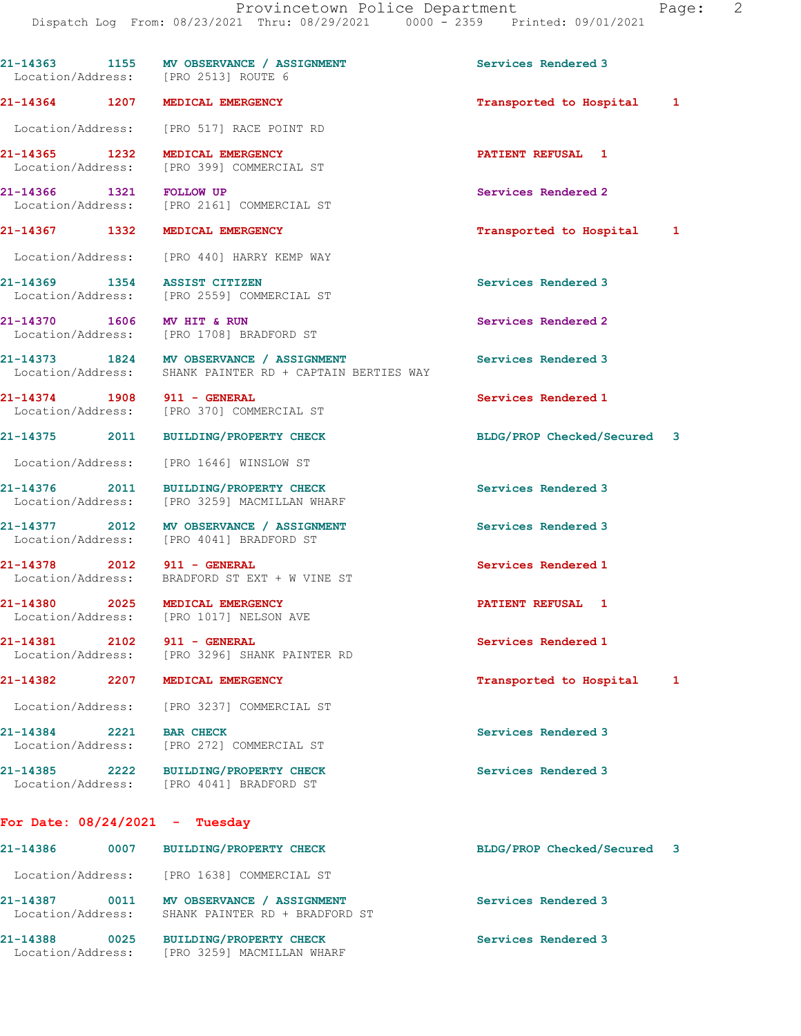21-14363 1155 MV OBSERVANCE / ASSIGNMENT Services Rendered 3
Location/Address: [PRO 2513] ROUTE 6

21-14364 1207 MEDICAL EMERGENCY Transported to Hospital 1
Location/Address: [PRO 517] RACE POINT RD

21-14365 1232 MEDICAL EMERGENCY PATIENT REFUSAL 1
Location/Address: [PRO 399] COMMERCIAL ST

21-14366 1321 FOLLOW UP Services Rendered 2
Location/Address: [PRO 2161] COMMERCIAL ST

21-14367 1332 MEDICAL EMERGENCY Transported to Hospital 1
Location/Address: [PRO 440] HARRY KEMP WAY

21-14369 1354 ASSIST CITIZEN Services Rendered 3
Location/Address: [PRO 2559] COMMERCIAL ST

21-14370 1606 MV HIT & RUN Services Rendered 2
Location/Address: [PRO 1708] BRADFORD ST

21-14373 1824 MV OBSERVANCE / ASSIGNMENT Services Rendered 3
Location/Address: SHANK PAINTER RD + CAPTAIN BERTIES WAY

21-14374 1908 911 - GENERAL Services Rendered 1
Location/Address: [PRO 370] COMMERCIAL ST

21-14375 2011 BUILDING/PROPERTY CHECK BLDG/PROP Checked/Secured 3
Location/Address: [PRO 1646] WINSLOW ST

21-14376 2011 BUILDING/PROPERTY CHECK Services Rendered 3
Location/Address: [PRO 3259] MACMILLAN WHARF

21-14377 2012 MV OBSERVANCE / ASSIGNMENT Services Rendered 3
Location/Address: [PRO 4041] BRADFORD ST

21-14378 2012 911 - GENERAL Services Rendered 1
Location/Address: BRADFORD ST EXT + W VINE ST

21-14380 2025 MEDICAL EMERGENCY PATIENT REFUSAL 1
Location/Address: [PRO 1017] NELSON AVE

21-14381 2102 911 - GENERAL Services Rendered 1
Location/Address: [PRO 3296] SHANK PAINTER RD

21-14382 2207 MEDICAL EMERGENCY Transported to Hospital 1
Location/Address: [PRO 3237] COMMERCIAL ST

21-14384 2221 BAR CHECK Services Rendered 3
Location/Address: [PRO 272] COMMERCIAL ST

21-14385 2222 BUILDING/PROPERTY CHECK Services Rendered 3
Location/Address: [PRO 4041] BRADFORD ST

**For Date: 08/24/2021 - Tuesday**

21-14386 0007 BUILDING/PROPERTY CHECK BLDG/PROP Checked/Secured 3
Location/Address: [PRO 1638] COMMERCIAL ST

21-14387 0011 MV OBSERVANCE / ASSIGNMENT Services Rendered 3
Location/Address: SHANK PAINTER RD + BRADFORD ST

21-14388 0025 BUILDING/PROPERTY CHECK Services Rendered 3
Location/Address: [PRO 3259] MACMILLAN WHARF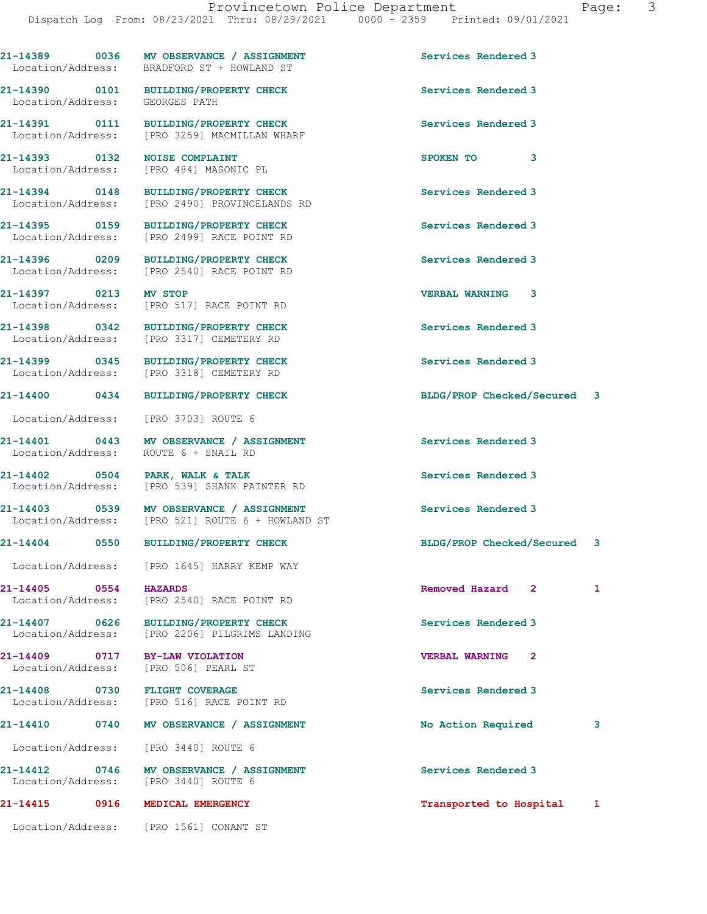21-14389 0036 MV OBSERVANCE / ASSIGNMENT Services Rendered 3
Location/Address: BRADFORD ST + HOWLAND ST

21-14390 0101 BUILDING/PROPERTY CHECK Services Rendered 3
Location/Address: GEORGES PATH

21-14391 0111 BUILDING/PROPERTY CHECK Services Rendered 3
Location/Address: [PRO 3259] MACMILLAN WHARF

21-14393 0132 NOISE COMPLAINT SPOKEN TO 3
Location/Address: [PRO 484] MASONIC PL

21-14394 0148 BUILDING/PROPERTY CHECK Services Rendered 3
Location/Address: [PRO 2490] PROVINCELANDS RD

21-14395 0159 BUILDING/PROPERTY CHECK Services Rendered 3
Location/Address: [PRO 2499] RACE POINT RD

21-14396 0209 BUILDING/PROPERTY CHECK Services Rendered 3
Location/Address: [PRO 2540] RACE POINT RD

21-14397 0213 MV STOP VERBAL WARNING 3
Location/Address: [PRO 517] RACE POINT RD

21-14398 0342 BUILDING/PROPERTY CHECK Services Rendered 3
Location/Address: [PRO 3317] CEMETERY RD

21-14399 0345 BUILDING/PROPERTY CHECK Services Rendered 3
Location/Address: [PRO 3318] CEMETERY RD

21-14400 0434 BUILDING/PROPERTY CHECK BLDG/PROP Checked/Secured 3
Location/Address: [PRO 3703] ROUTE 6

21-14401 0443 MV OBSERVANCE / ASSIGNMENT Services Rendered 3
Location/Address: ROUTE 6 + SNAIL RD

21-14402 0504 PARK, WALK & TALK Services Rendered 3
Location/Address: [PRO 539] SHANK PAINTER RD

21-14403 0539 MV OBSERVANCE / ASSIGNMENT Services Rendered 3
Location/Address: [PRO 521] ROUTE 6 + HOWLAND ST

21-14404 0550 BUILDING/PROPERTY CHECK BLDG/PROP Checked/Secured 3
Location/Address: [PRO 1645] HARRY KEMP WAY

21-14405 0554 HAZARDS Removed Hazard 2 1
Location/Address: [PRO 2540] RACE POINT RD

21-14407 0626 BUILDING/PROPERTY CHECK Services Rendered 3
Location/Address: [PRO 2206] PILGRIMS LANDING

21-14409 0717 BY-LAW VIOLATION VERBAL WARNING 2
Location/Address: [PRO 506] PEARL ST

21-14408 0730 FLIGHT COVERAGE Services Rendered 3
Location/Address: [PRO 516] RACE POINT RD

21-14410 0740 MV OBSERVANCE / ASSIGNMENT No Action Required 3
Location/Address: [PRO 3440] ROUTE 6

21-14412 0746 MV OBSERVANCE / ASSIGNMENT Services Rendered 3
Location/Address: [PRO 3440] ROUTE 6

21-14415 0916 MEDICAL EMERGENCY Transported to Hospital 1
Location/Address: [PRO 1561] CONANT ST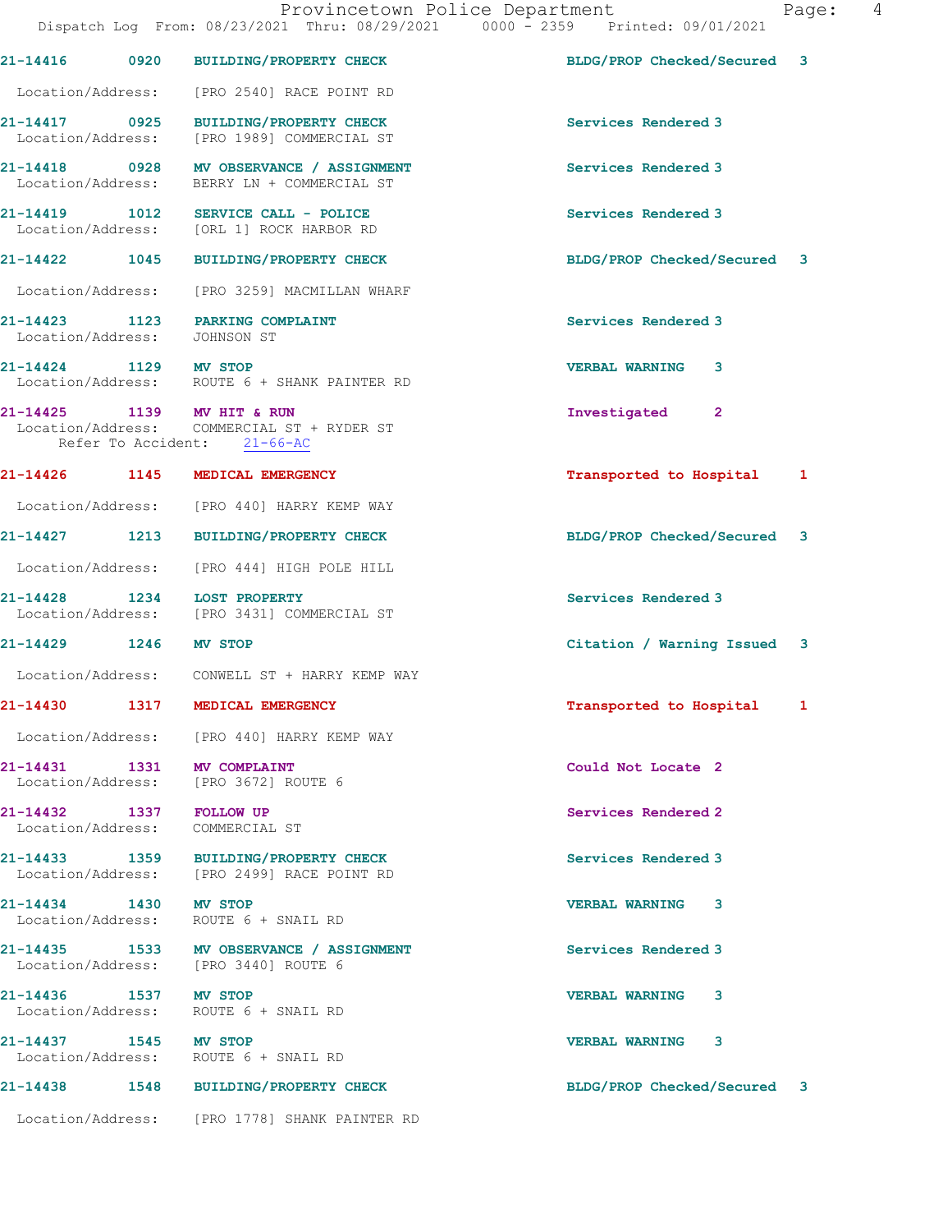21-14416 0920 BUILDING/PROPERTY CHECK BLDG/PROP Checked/Secured 3
Location/Address: [PRO 2540] RACE POINT RD

21-14417 0925 BUILDING/PROPERTY CHECK Services Rendered 3
Location/Address: [PRO 1989] COMMERCIAL ST

21-14418 0928 MV OBSERVANCE / ASSIGNMENT Services Rendered 3
Location/Address: BERRY LN + COMMERCIAL ST

21-14419 1012 SERVICE CALL - POLICE Services Rendered 3
Location/Address: [ORL 1] ROCK HARBOR RD

21-14422 1045 BUILDING/PROPERTY CHECK BLDG/PROP Checked/Secured 3
Location/Address: [PRO 3259] MACMILLAN WHARF

21-14423 1123 PARKING COMPLAINT Services Rendered 3
Location/Address: JOHNSON ST

21-14424 1129 MV STOP VERBAL WARNING 3
Location/Address: ROUTE 6 + SHANK PAINTER RD

21-14425 1139 MV HIT & RUN Investigated 2
Location/Address: COMMERCIAL ST + RYDER ST
Refer To Accident: 21-66-AC

21-14426 1145 MEDICAL EMERGENCY Transported to Hospital 1
Location/Address: [PRO 440] HARRY KEMP WAY

21-14427 1213 BUILDING/PROPERTY CHECK BLDG/PROP Checked/Secured 3
Location/Address: [PRO 444] HIGH POLE HILL

21-14428 1234 LOST PROPERTY Services Rendered 3
Location/Address: [PRO 3431] COMMERCIAL ST

21-14429 1246 MV STOP Citation / Warning Issued 3
Location/Address: CONWELL ST + HARRY KEMP WAY

21-14430 1317 MEDICAL EMERGENCY Transported to Hospital 1
Location/Address: [PRO 440] HARRY KEMP WAY

21-14431 1331 MV COMPLAINT Could Not Locate 2
Location/Address: [PRO 3672] ROUTE 6

21-14432 1337 FOLLOW UP Services Rendered 2
Location/Address: COMMERCIAL ST

21-14433 1359 BUILDING/PROPERTY CHECK Services Rendered 3
Location/Address: [PRO 2499] RACE POINT RD

21-14434 1430 MV STOP VERBAL WARNING 3
Location/Address: ROUTE 6 + SNAIL RD

21-14435 1533 MV OBSERVANCE / ASSIGNMENT Services Rendered 3
Location/Address: [PRO 3440] ROUTE 6

21-14436 1537 MV STOP VERBAL WARNING 3
Location/Address: ROUTE 6 + SNAIL RD

21-14437 1545 MV STOP VERBAL WARNING 3
Location/Address: ROUTE 6 + SNAIL RD

21-14438 1548 BUILDING/PROPERTY CHECK BLDG/PROP Checked/Secured 3
Location/Address: [PRO 1778] SHANK PAINTER RD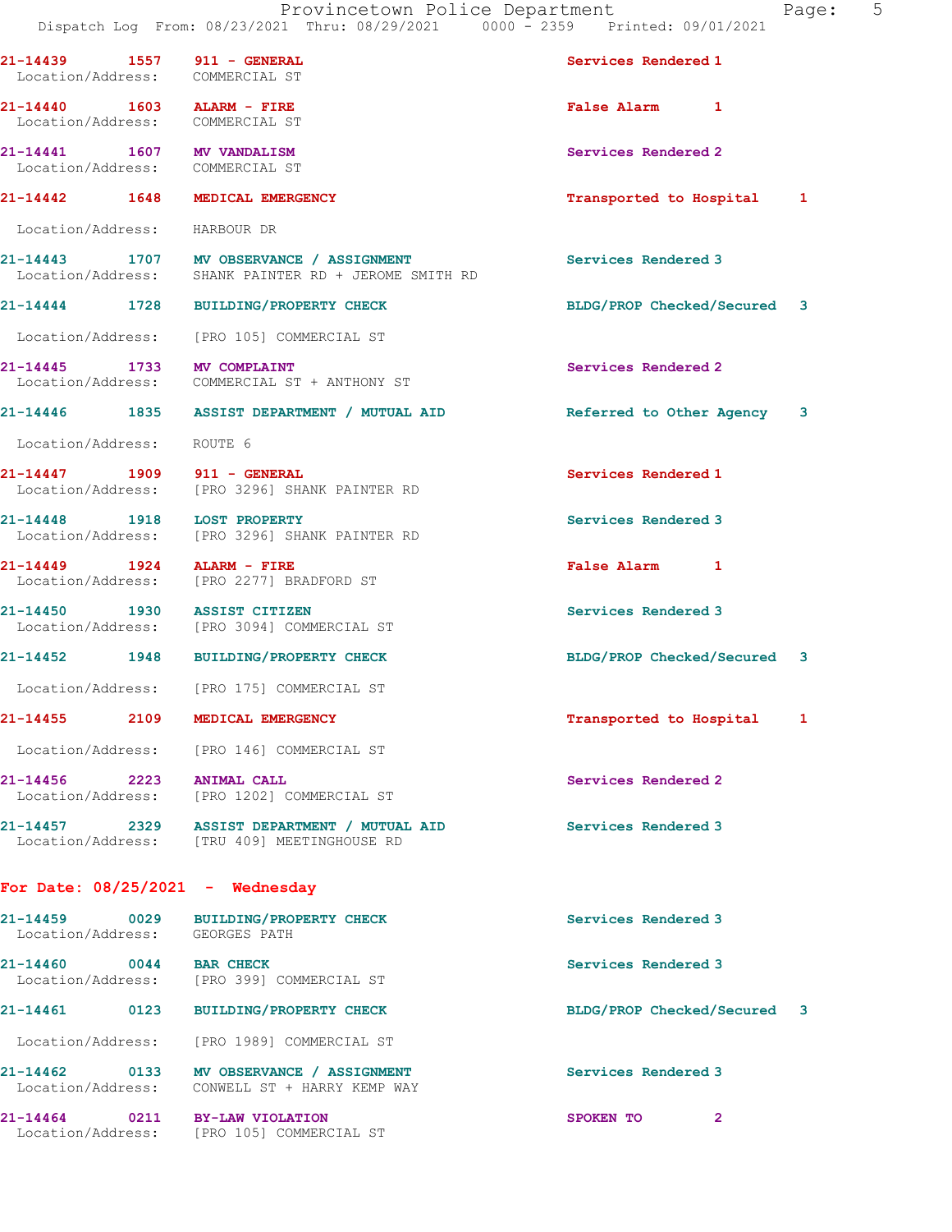| Call # | Time | Call Reason | Action | Priority |
|---|---|---|---|---|
| 21-14439 | 1557 | 911 - GENERAL | Services Rendered | 1 |
| Location/Address: | | COMMERCIAL ST | | |
| 21-14440 | 1603 | ALARM - FIRE | False Alarm | 1 |
| Location/Address: | | COMMERCIAL ST | | |
| 21-14441 | 1607 | MV VANDALISM | Services Rendered | 2 |
| Location/Address: | | COMMERCIAL ST | | |
| 21-14442 | 1648 | MEDICAL EMERGENCY | Transported to Hospital | 1 |
| Location/Address: | | HARBOUR DR | | |
| 21-14443 | 1707 | MV OBSERVANCE / ASSIGNMENT | Services Rendered | 3 |
| Location/Address: | | SHANK PAINTER RD + JEROME SMITH RD | | |
| 21-14444 | 1728 | BUILDING/PROPERTY CHECK | BLDG/PROP Checked/Secured | 3 |
| Location/Address: | | [PRO 105] COMMERCIAL ST | | |
| 21-14445 | 1733 | MV COMPLAINT | Services Rendered | 2 |
| Location/Address: | | COMMERCIAL ST + ANTHONY ST | | |
| 21-14446 | 1835 | ASSIST DEPARTMENT / MUTUAL AID | Referred to Other Agency | 3 |
| Location/Address: | | ROUTE 6 | | |
| 21-14447 | 1909 | 911 - GENERAL | Services Rendered | 1 |
| Location/Address: | | [PRO 3296] SHANK PAINTER RD | | |
| 21-14448 | 1918 | LOST PROPERTY | Services Rendered | 3 |
| Location/Address: | | [PRO 3296] SHANK PAINTER RD | | |
| 21-14449 | 1924 | ALARM - FIRE | False Alarm | 1 |
| Location/Address: | | [PRO 2277] BRADFORD ST | | |
| 21-14450 | 1930 | ASSIST CITIZEN | Services Rendered | 3 |
| Location/Address: | | [PRO 3094] COMMERCIAL ST | | |
| 21-14452 | 1948 | BUILDING/PROPERTY CHECK | BLDG/PROP Checked/Secured | 3 |
| Location/Address: | | [PRO 175] COMMERCIAL ST | | |
| 21-14455 | 2109 | MEDICAL EMERGENCY | Transported to Hospital | 1 |
| Location/Address: | | [PRO 146] COMMERCIAL ST | | |
| 21-14456 | 2223 | ANIMAL CALL | Services Rendered | 2 |
| Location/Address: | | [PRO 1202] COMMERCIAL ST | | |
| 21-14457 | 2329 | ASSIST DEPARTMENT / MUTUAL AID | Services Rendered | 3 |
| Location/Address: | | [TRU 409] MEETINGHOUSE RD | | |

**For Date: 08/25/2021 - Wednesday**

| Call # | Time | Call Reason | Action | Priority |
|---|---|---|---|---|
| 21-14459 | 0029 | BUILDING/PROPERTY CHECK | Services Rendered | 3 |
| Location/Address: | | GEORGES PATH | | |
| 21-14460 | 0044 | BAR CHECK | Services Rendered | 3 |
| Location/Address: | | [PRO 399] COMMERCIAL ST | | |
| 21-14461 | 0123 | BUILDING/PROPERTY CHECK | BLDG/PROP Checked/Secured | 3 |
| Location/Address: | | [PRO 1989] COMMERCIAL ST | | |
| 21-14462 | 0133 | MV OBSERVANCE / ASSIGNMENT | Services Rendered | 3 |
| Location/Address: | | CONWELL ST + HARRY KEMP WAY | | |
| 21-14464 | 0211 | BY-LAW VIOLATION | SPOKEN TO | 2 |
| Location/Address: | | [PRO 105] COMMERCIAL ST | | |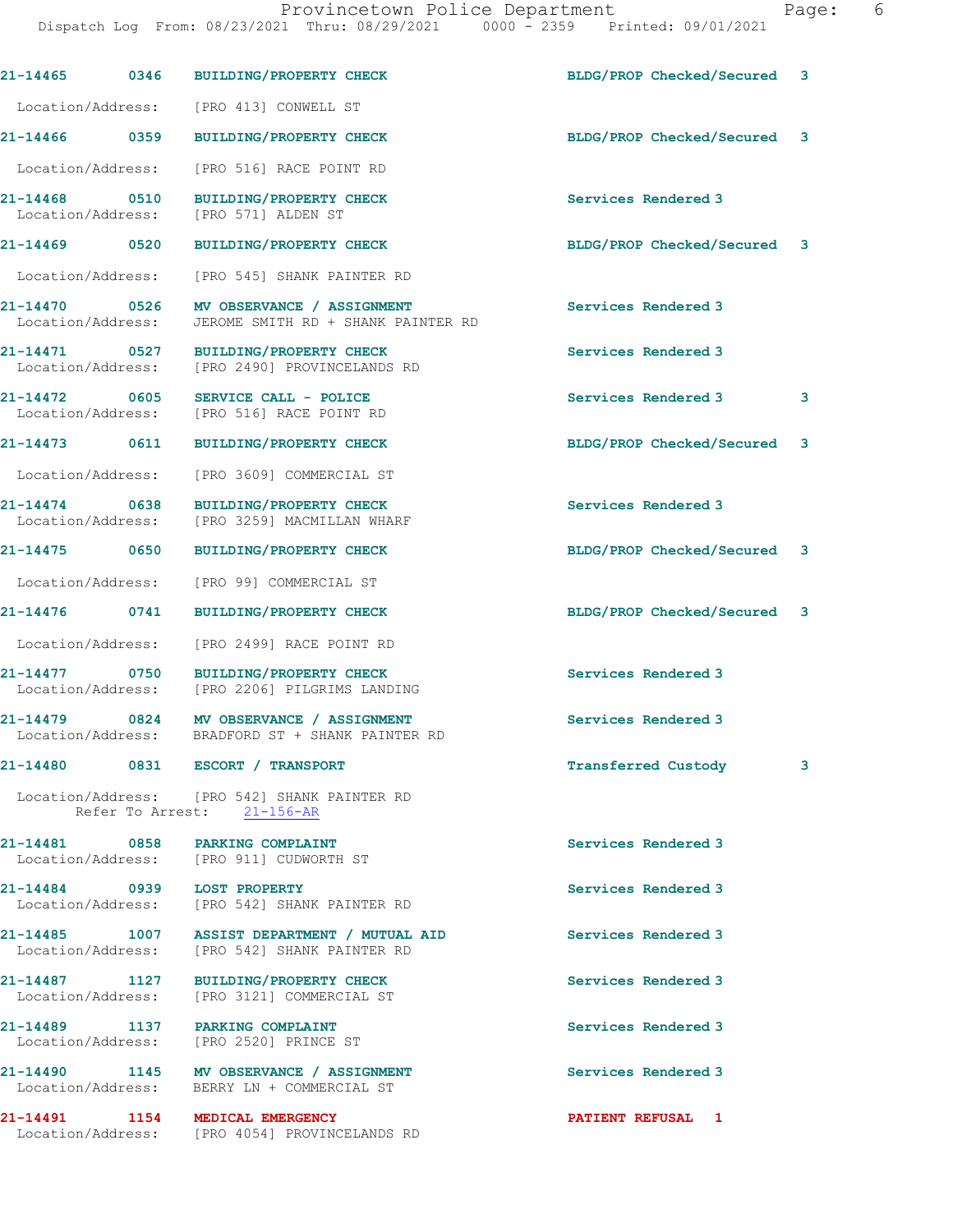| Call Number | Time | Call Reason | Action | Priority |
|---|---|---|---|---|
| 21-14465 | 0346 | BUILDING/PROPERTY CHECK | BLDG/PROP Checked/Secured | 3 |
| Location/Address: | | [PRO 413] CONWELL ST | | |
| 21-14466 | 0359 | BUILDING/PROPERTY CHECK | BLDG/PROP Checked/Secured | 3 |
| Location/Address: | | [PRO 516] RACE POINT RD | | |
| 21-14468 | 0510 | BUILDING/PROPERTY CHECK | Services Rendered | 3 |
| Location/Address: | | [PRO 571] ALDEN ST | | |
| 21-14469 | 0520 | BUILDING/PROPERTY CHECK | BLDG/PROP Checked/Secured | 3 |
| Location/Address: | | [PRO 545] SHANK PAINTER RD | | |
| 21-14470 | 0526 | MV OBSERVANCE / ASSIGNMENT | Services Rendered | 3 |
| Location/Address: | | JEROME SMITH RD + SHANK PAINTER RD | | |
| 21-14471 | 0527 | BUILDING/PROPERTY CHECK | Services Rendered | 3 |
| Location/Address: | | [PRO 2490] PROVINCELANDS RD | | |
| 21-14472 | 0605 | SERVICE CALL - POLICE | Services Rendered | 3 |
| Location/Address: | | [PRO 516] RACE POINT RD | | |
| 21-14473 | 0611 | BUILDING/PROPERTY CHECK | BLDG/PROP Checked/Secured | 3 |
| Location/Address: | | [PRO 3609] COMMERCIAL ST | | |
| 21-14474 | 0638 | BUILDING/PROPERTY CHECK | Services Rendered | 3 |
| Location/Address: | | [PRO 3259] MACMILLAN WHARF | | |
| 21-14475 | 0650 | BUILDING/PROPERTY CHECK | BLDG/PROP Checked/Secured | 3 |
| Location/Address: | | [PRO 99] COMMERCIAL ST | | |
| 21-14476 | 0741 | BUILDING/PROPERTY CHECK | BLDG/PROP Checked/Secured | 3 |
| Location/Address: | | [PRO 2499] RACE POINT RD | | |
| 21-14477 | 0750 | BUILDING/PROPERTY CHECK | Services Rendered | 3 |
| Location/Address: | | [PRO 2206] PILGRIMS LANDING | | |
| 21-14479 | 0824 | MV OBSERVANCE / ASSIGNMENT | Services Rendered | 3 |
| Location/Address: | | BRADFORD ST + SHANK PAINTER RD | | |
| 21-14480 | 0831 | ESCORT / TRANSPORT | Transferred Custody | 3 |
| Location/Address: | | [PRO 542] SHANK PAINTER RD | | |
| Refer To Arrest: | | 21-156-AR | | |
| 21-14481 | 0858 | PARKING COMPLAINT | Services Rendered | 3 |
| Location/Address: | | [PRO 911] CUDWORTH ST | | |
| 21-14484 | 0939 | LOST PROPERTY | Services Rendered | 3 |
| Location/Address: | | [PRO 542] SHANK PAINTER RD | | |
| 21-14485 | 1007 | ASSIST DEPARTMENT / MUTUAL AID | Services Rendered | 3 |
| Location/Address: | | [PRO 542] SHANK PAINTER RD | | |
| 21-14487 | 1127 | BUILDING/PROPERTY CHECK | Services Rendered | 3 |
| Location/Address: | | [PRO 3121] COMMERCIAL ST | | |
| 21-14489 | 1137 | PARKING COMPLAINT | Services Rendered | 3 |
| Location/Address: | | [PRO 2520] PRINCE ST | | |
| 21-14490 | 1145 | MV OBSERVANCE / ASSIGNMENT | Services Rendered | 3 |
| Location/Address: | | BERRY LN + COMMERCIAL ST | | |
| 21-14491 | 1154 | MEDICAL EMERGENCY | PATIENT REFUSAL | 1 |
| Location/Address: | | [PRO 4054] PROVINCELANDS RD | | |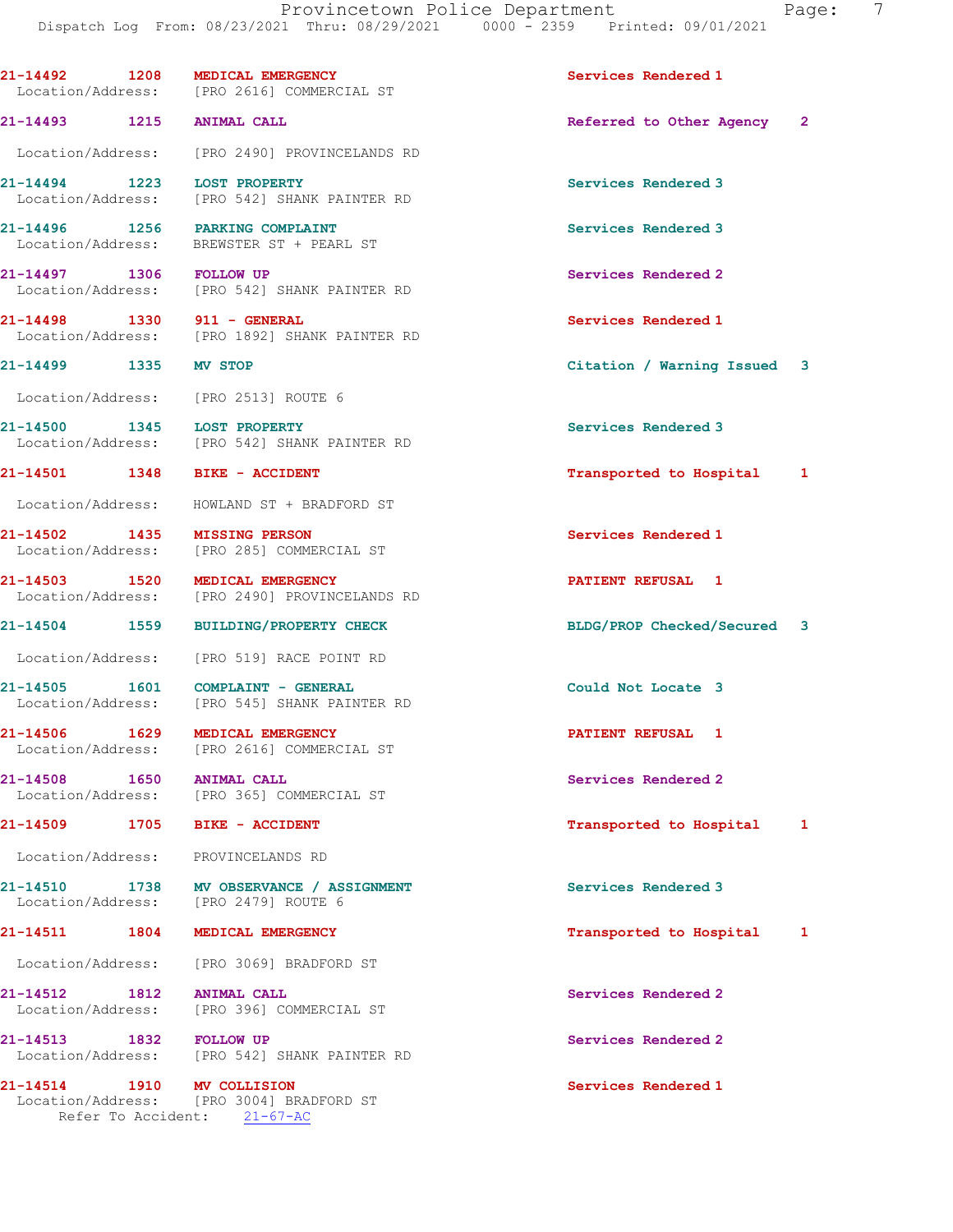21-14492 1208 MEDICAL EMERGENCY Services Rendered 1
Location/Address: [PRO 2616] COMMERCIAL ST

21-14493 1215 ANIMAL CALL Referred to Other Agency 2
Location/Address: [PRO 2490] PROVINCELANDS RD

21-14494 1223 LOST PROPERTY Services Rendered 3
Location/Address: [PRO 542] SHANK PAINTER RD

21-14496 1256 PARKING COMPLAINT Services Rendered 3
Location/Address: BREWSTER ST + PEARL ST

21-14497 1306 FOLLOW UP Services Rendered 2
Location/Address: [PRO 542] SHANK PAINTER RD

21-14498 1330 911 - GENERAL Services Rendered 1
Location/Address: [PRO 1892] SHANK PAINTER RD

21-14499 1335 MV STOP Citation / Warning Issued 3
Location/Address: [PRO 2513] ROUTE 6

21-14500 1345 LOST PROPERTY Services Rendered 3
Location/Address: [PRO 542] SHANK PAINTER RD

21-14501 1348 BIKE - ACCIDENT Transported to Hospital 1
Location/Address: HOWLAND ST + BRADFORD ST

21-14502 1435 MISSING PERSON Services Rendered 1
Location/Address: [PRO 285] COMMERCIAL ST

21-14503 1520 MEDICAL EMERGENCY PATIENT REFUSAL 1
Location/Address: [PRO 2490] PROVINCELANDS RD

21-14504 1559 BUILDING/PROPERTY CHECK BLDG/PROP Checked/Secured 3
Location/Address: [PRO 519] RACE POINT RD

21-14505 1601 COMPLAINT - GENERAL Could Not Locate 3
Location/Address: [PRO 545] SHANK PAINTER RD

21-14506 1629 MEDICAL EMERGENCY PATIENT REFUSAL 1
Location/Address: [PRO 2616] COMMERCIAL ST

21-14508 1650 ANIMAL CALL Services Rendered 2
Location/Address: [PRO 365] COMMERCIAL ST

21-14509 1705 BIKE - ACCIDENT Transported to Hospital 1
Location/Address: PROVINCELANDS RD

21-14510 1738 MV OBSERVANCE / ASSIGNMENT Services Rendered 3
Location/Address: [PRO 2479] ROUTE 6

21-14511 1804 MEDICAL EMERGENCY Transported to Hospital 1
Location/Address: [PRO 3069] BRADFORD ST

21-14512 1812 ANIMAL CALL Services Rendered 2
Location/Address: [PRO 396] COMMERCIAL ST

21-14513 1832 FOLLOW UP Services Rendered 2
Location/Address: [PRO 542] SHANK PAINTER RD

21-14514 1910 MV COLLISION Services Rendered 1
Location/Address: [PRO 3004] BRADFORD ST
Refer To Accident: 21-67-AC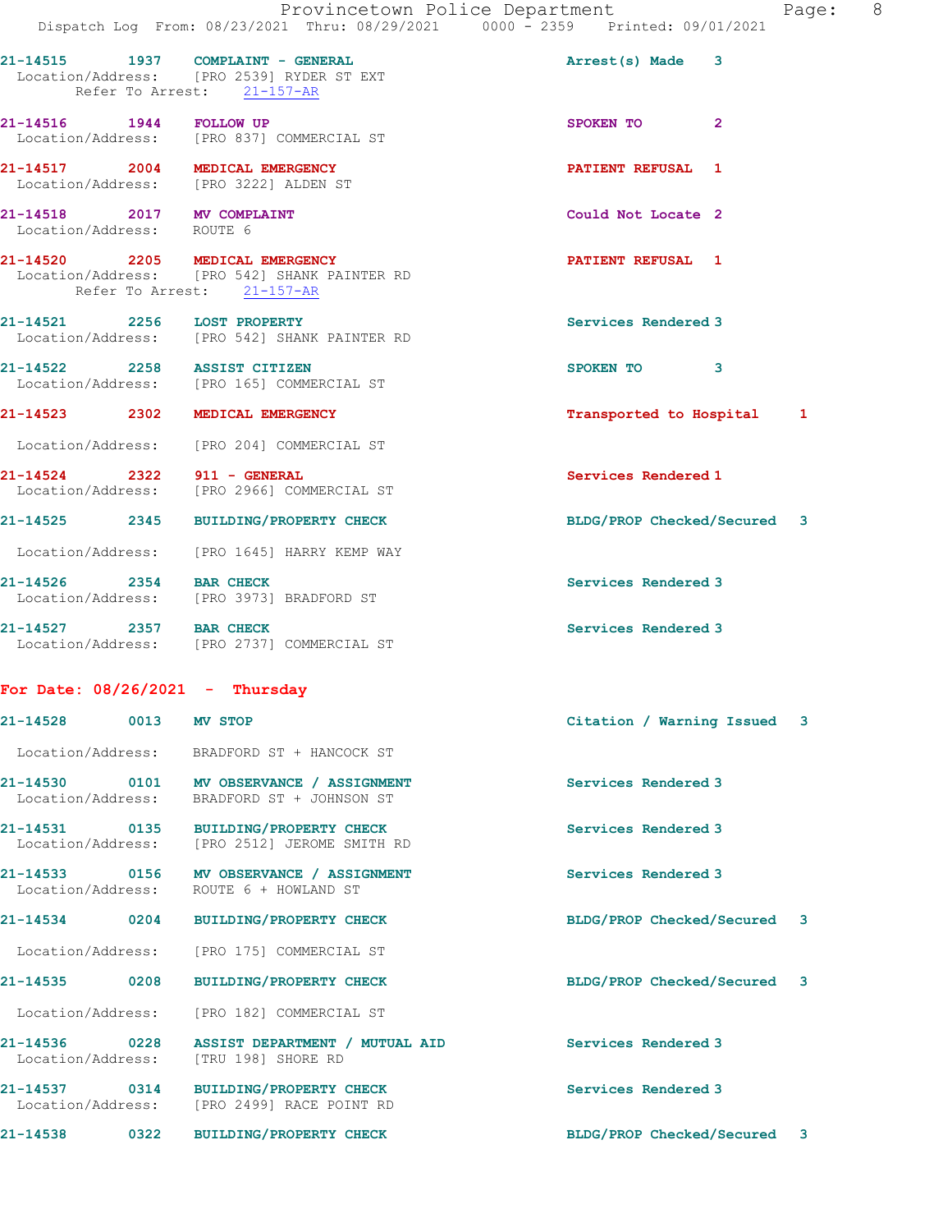21-14515 1937 COMPLAINT - GENERAL Arrest(s) Made 3
Location/Address: [PRO 2539] RYDER ST EXT
Refer To Arrest: 21-157-AR

21-14516 1944 FOLLOW UP SPOKEN TO 2
Location/Address: [PRO 837] COMMERCIAL ST

21-14517 2004 MEDICAL EMERGENCY PATIENT REFUSAL 1
Location/Address: [PRO 3222] ALDEN ST

21-14518 2017 MV COMPLAINT Could Not Locate 2
Location/Address: ROUTE 6

21-14520 2205 MEDICAL EMERGENCY PATIENT REFUSAL 1
Location/Address: [PRO 542] SHANK PAINTER RD
Refer To Arrest: 21-157-AR

21-14521 2256 LOST PROPERTY Services Rendered 3
Location/Address: [PRO 542] SHANK PAINTER RD

21-14522 2258 ASSIST CITIZEN SPOKEN TO 3
Location/Address: [PRO 165] COMMERCIAL ST

21-14523 2302 MEDICAL EMERGENCY Transported to Hospital 1
Location/Address: [PRO 204] COMMERCIAL ST

21-14524 2322 911 - GENERAL Services Rendered 1
Location/Address: [PRO 2966] COMMERCIAL ST

21-14525 2345 BUILDING/PROPERTY CHECK BLDG/PROP Checked/Secured 3
Location/Address: [PRO 1645] HARRY KEMP WAY

21-14526 2354 BAR CHECK Services Rendered 3
Location/Address: [PRO 3973] BRADFORD ST

21-14527 2357 BAR CHECK Services Rendered 3
Location/Address: [PRO 2737] COMMERCIAL ST

## For Date: 08/26/2021 - Thursday

21-14528 0013 MV STOP Citation / Warning Issued 3
Location/Address: BRADFORD ST + HANCOCK ST

21-14530 0101 MV OBSERVANCE / ASSIGNMENT Services Rendered 3
Location/Address: BRADFORD ST + JOHNSON ST

21-14531 0135 BUILDING/PROPERTY CHECK Services Rendered 3
Location/Address: [PRO 2512] JEROME SMITH RD

21-14533 0156 MV OBSERVANCE / ASSIGNMENT Services Rendered 3
Location/Address: ROUTE 6 + HOWLAND ST

21-14534 0204 BUILDING/PROPERTY CHECK BLDG/PROP Checked/Secured 3
Location/Address: [PRO 175] COMMERCIAL ST

21-14535 0208 BUILDING/PROPERTY CHECK BLDG/PROP Checked/Secured 3
Location/Address: [PRO 182] COMMERCIAL ST

21-14536 0228 ASSIST DEPARTMENT / MUTUAL AID Services Rendered 3
Location/Address: [TRU 198] SHORE RD

21-14537 0314 BUILDING/PROPERTY CHECK Services Rendered 3
Location/Address: [PRO 2499] RACE POINT RD

21-14538 0322 BUILDING/PROPERTY CHECK BLDG/PROP Checked/Secured 3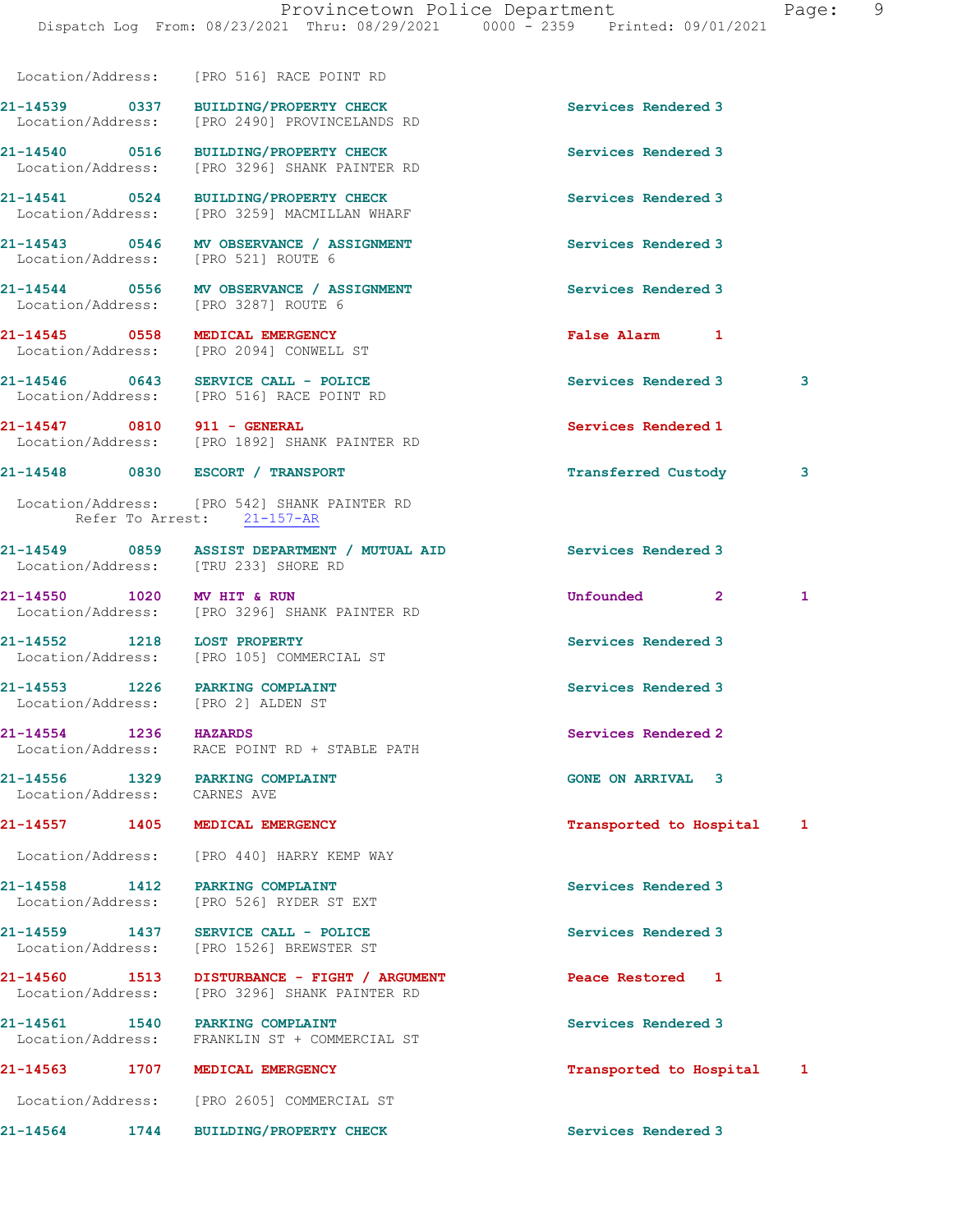Location/Address: [PRO 516] RACE POINT RD

21-14539 0337 BUILDING/PROPERTY CHECK Services Rendered 3
Location/Address: [PRO 2490] PROVINCELANDS RD

21-14540 0516 BUILDING/PROPERTY CHECK Services Rendered 3
Location/Address: [PRO 3296] SHANK PAINTER RD

21-14541 0524 BUILDING/PROPERTY CHECK Services Rendered 3
Location/Address: [PRO 3259] MACMILLAN WHARF

21-14543 0546 MV OBSERVANCE / ASSIGNMENT Services Rendered 3
Location/Address: [PRO 521] ROUTE 6

21-14544 0556 MV OBSERVANCE / ASSIGNMENT Services Rendered 3
Location/Address: [PRO 3287] ROUTE 6

21-14545 0558 MEDICAL EMERGENCY False Alarm 1
Location/Address: [PRO 2094] CONWELL ST

21-14546 0643 SERVICE CALL - POLICE Services Rendered 3 3
Location/Address: [PRO 516] RACE POINT RD

21-14547 0810 911 - GENERAL Services Rendered 1
Location/Address: [PRO 1892] SHANK PAINTER RD

21-14548 0830 ESCORT / TRANSPORT Transferred Custody 3

Location/Address: [PRO 542] SHANK PAINTER RD
Refer To Arrest: 21-157-AR

21-14549 0859 ASSIST DEPARTMENT / MUTUAL AID Services Rendered 3
Location/Address: [TRU 233] SHORE RD

21-14550 1020 MV HIT & RUN Unfounded 2 1
Location/Address: [PRO 3296] SHANK PAINTER RD

21-14552 1218 LOST PROPERTY Services Rendered 3
Location/Address: [PRO 105] COMMERCIAL ST

21-14553 1226 PARKING COMPLAINT Services Rendered 3
Location/Address: [PRO 2] ALDEN ST

21-14554 1236 HAZARDS Services Rendered 2
Location/Address: RACE POINT RD + STABLE PATH

21-14556 1329 PARKING COMPLAINT GONE ON ARRIVAL 3
Location/Address: CARNES AVE

21-14557 1405 MEDICAL EMERGENCY Transported to Hospital 1

Location/Address: [PRO 440] HARRY KEMP WAY

21-14558 1412 PARKING COMPLAINT Services Rendered 3
Location/Address: [PRO 526] RYDER ST EXT

21-14559 1437 SERVICE CALL - POLICE Services Rendered 3
Location/Address: [PRO 1526] BREWSTER ST

21-14560 1513 DISTURBANCE - FIGHT / ARGUMENT Peace Restored 1
Location/Address: [PRO 3296] SHANK PAINTER RD

21-14561 1540 PARKING COMPLAINT Services Rendered 3
Location/Address: FRANKLIN ST + COMMERCIAL ST

21-14563 1707 MEDICAL EMERGENCY Transported to Hospital 1

Location/Address: [PRO 2605] COMMERCIAL ST

21-14564 1744 BUILDING/PROPERTY CHECK Services Rendered 3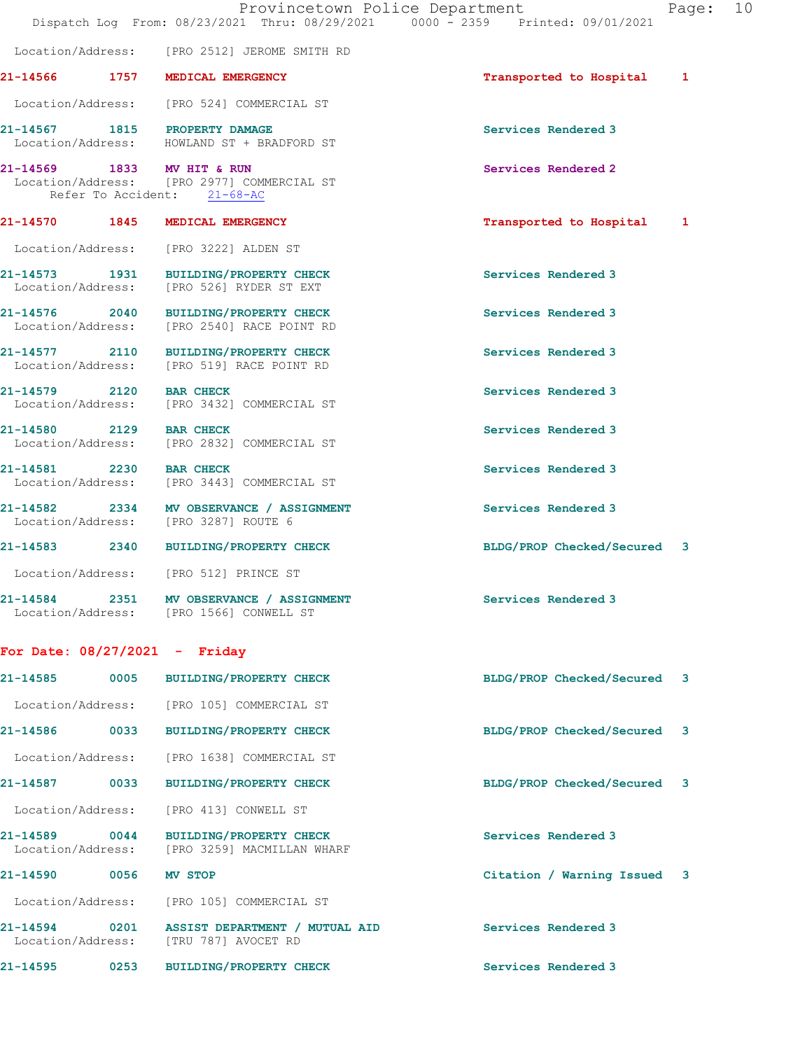Location/Address: [PRO 2512] JEROME SMITH RD

**21-14566 1757 MEDICAL EMERGENCY** Transported to Hospital 1

Location/Address: [PRO 524] COMMERCIAL ST

**21-14567 1815 PROPERTY DAMAGE** Services Rendered 3
Location/Address: HOWLAND ST + BRADFORD ST

**21-14569 1833 MV HIT & RUN** Services Rendered 2
Location/Address: [PRO 2977] COMMERCIAL ST
Refer To Accident: 21-68-AC

**21-14570 1845 MEDICAL EMERGENCY** Transported to Hospital 1

Location/Address: [PRO 3222] ALDEN ST

**21-14573 1931 BUILDING/PROPERTY CHECK** Services Rendered 3
Location/Address: [PRO 526] RYDER ST EXT

**21-14576 2040 BUILDING/PROPERTY CHECK** Services Rendered 3
Location/Address: [PRO 2540] RACE POINT RD

**21-14577 2110 BUILDING/PROPERTY CHECK** Services Rendered 3
Location/Address: [PRO 519] RACE POINT RD

**21-14579 2120 BAR CHECK** Services Rendered 3
Location/Address: [PRO 3432] COMMERCIAL ST

**21-14580 2129 BAR CHECK** Services Rendered 3
Location/Address: [PRO 2832] COMMERCIAL ST

**21-14581 2230 BAR CHECK** Services Rendered 3
Location/Address: [PRO 3443] COMMERCIAL ST

**21-14582 2334 MV OBSERVANCE / ASSIGNMENT** Services Rendered 3
Location/Address: [PRO 3287] ROUTE 6

**21-14583 2340 BUILDING/PROPERTY CHECK** BLDG/PROP Checked/Secured 3

Location/Address: [PRO 512] PRINCE ST

**21-14584 2351 MV OBSERVANCE / ASSIGNMENT** Services Rendered 3
Location/Address: [PRO 1566] CONWELL ST

## For Date: 08/27/2021 - Friday

**21-14585 0005 BUILDING/PROPERTY CHECK** BLDG/PROP Checked/Secured 3

Location/Address: [PRO 105] COMMERCIAL ST

**21-14586 0033 BUILDING/PROPERTY CHECK** BLDG/PROP Checked/Secured 3

Location/Address: [PRO 1638] COMMERCIAL ST

**21-14587 0033 BUILDING/PROPERTY CHECK** BLDG/PROP Checked/Secured 3

Location/Address: [PRO 413] CONWELL ST

**21-14589 0044 BUILDING/PROPERTY CHECK** Services Rendered 3
Location/Address: [PRO 3259] MACMILLAN WHARF

**21-14590 0056 MV STOP** Citation / Warning Issued 3

Location/Address: [PRO 105] COMMERCIAL ST

**21-14594 0201 ASSIST DEPARTMENT / MUTUAL AID** Services Rendered 3
Location/Address: [TRU 787] AVOCET RD

**21-14595 0253 BUILDING/PROPERTY CHECK** Services Rendered 3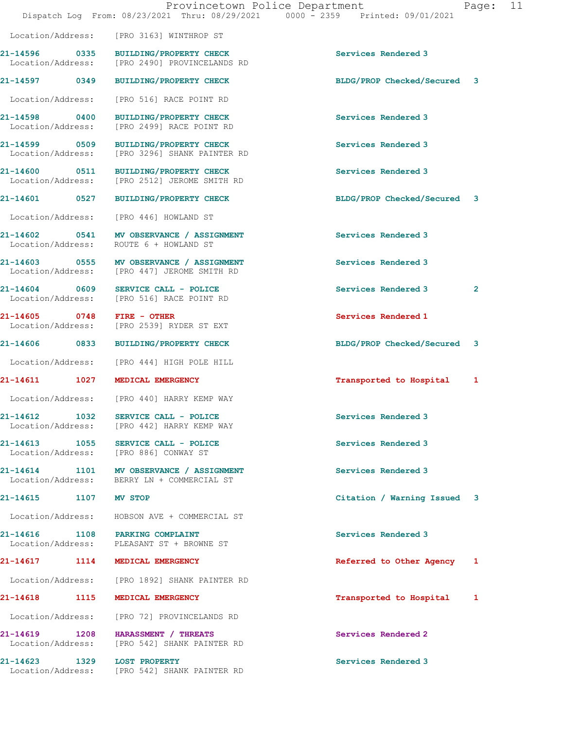Location/Address: [PRO 3163] WINTHROP ST

| Call # | Time | Call Reason | Action | Priority |
|---|---|---|---|---|
| 21-14596 | 0335 | BUILDING/PROPERTY CHECK<br>Location/Address: [PRO 2490] PROVINCELANDS RD | Services Rendered | 3 |
| 21-14597 | 0349 | BUILDING/PROPERTY CHECK<br>Location/Address: [PRO 516] RACE POINT RD | BLDG/PROP Checked/Secured | 3 |
| 21-14598 | 0400 | BUILDING/PROPERTY CHECK<br>Location/Address: [PRO 2499] RACE POINT RD | Services Rendered | 3 |
| 21-14599 | 0509 | BUILDING/PROPERTY CHECK<br>Location/Address: [PRO 3296] SHANK PAINTER RD | Services Rendered | 3 |
| 21-14600 | 0511 | BUILDING/PROPERTY CHECK<br>Location/Address: [PRO 2512] JEROME SMITH RD | Services Rendered | 3 |
| 21-14601 | 0527 | BUILDING/PROPERTY CHECK<br>Location/Address: [PRO 446] HOWLAND ST | BLDG/PROP Checked/Secured | 3 |
| 21-14602 | 0541 | MV OBSERVANCE / ASSIGNMENT<br>Location/Address: ROUTE 6 + HOWLAND ST | Services Rendered | 3 |
| 21-14603 | 0555 | MV OBSERVANCE / ASSIGNMENT<br>Location/Address: [PRO 447] JEROME SMITH RD | Services Rendered | 3 |
| 21-14604 | 0609 | SERVICE CALL - POLICE<br>Location/Address: [PRO 516] RACE POINT RD | Services Rendered | 3 2 |
| 21-14605 | 0748 | FIRE - OTHER<br>Location/Address: [PRO 2539] RYDER ST EXT | Services Rendered | 1 |
| 21-14606 | 0833 | BUILDING/PROPERTY CHECK<br>Location/Address: [PRO 444] HIGH POLE HILL | BLDG/PROP Checked/Secured | 3 |
| 21-14611 | 1027 | MEDICAL EMERGENCY<br>Location/Address: [PRO 440] HARRY KEMP WAY | Transported to Hospital | 1 |
| 21-14612 | 1032 | SERVICE CALL - POLICE<br>Location/Address: [PRO 442] HARRY KEMP WAY | Services Rendered | 3 |
| 21-14613 | 1055 | SERVICE CALL - POLICE<br>Location/Address: [PRO 886] CONWAY ST | Services Rendered | 3 |
| 21-14614 | 1101 | MV OBSERVANCE / ASSIGNMENT<br>Location/Address: BERRY LN + COMMERCIAL ST | Services Rendered | 3 |
| 21-14615 | 1107 | MV STOP<br>Location/Address: HOBSON AVE + COMMERCIAL ST | Citation / Warning Issued | 3 |
| 21-14616 | 1108 | PARKING COMPLAINT<br>Location/Address: PLEASANT ST + BROWNE ST | Services Rendered | 3 |
| 21-14617 | 1114 | MEDICAL EMERGENCY<br>Location/Address: [PRO 1892] SHANK PAINTER RD | Referred to Other Agency | 1 |
| 21-14618 | 1115 | MEDICAL EMERGENCY<br>Location/Address: [PRO 72] PROVINCELANDS RD | Transported to Hospital | 1 |
| 21-14619 | 1208 | HARASSMENT / THREATS<br>Location/Address: [PRO 542] SHANK PAINTER RD | Services Rendered | 2 |
| 21-14623 | 1329 | LOST PROPERTY<br>Location/Address: [PRO 542] SHANK PAINTER RD | Services Rendered | 3 |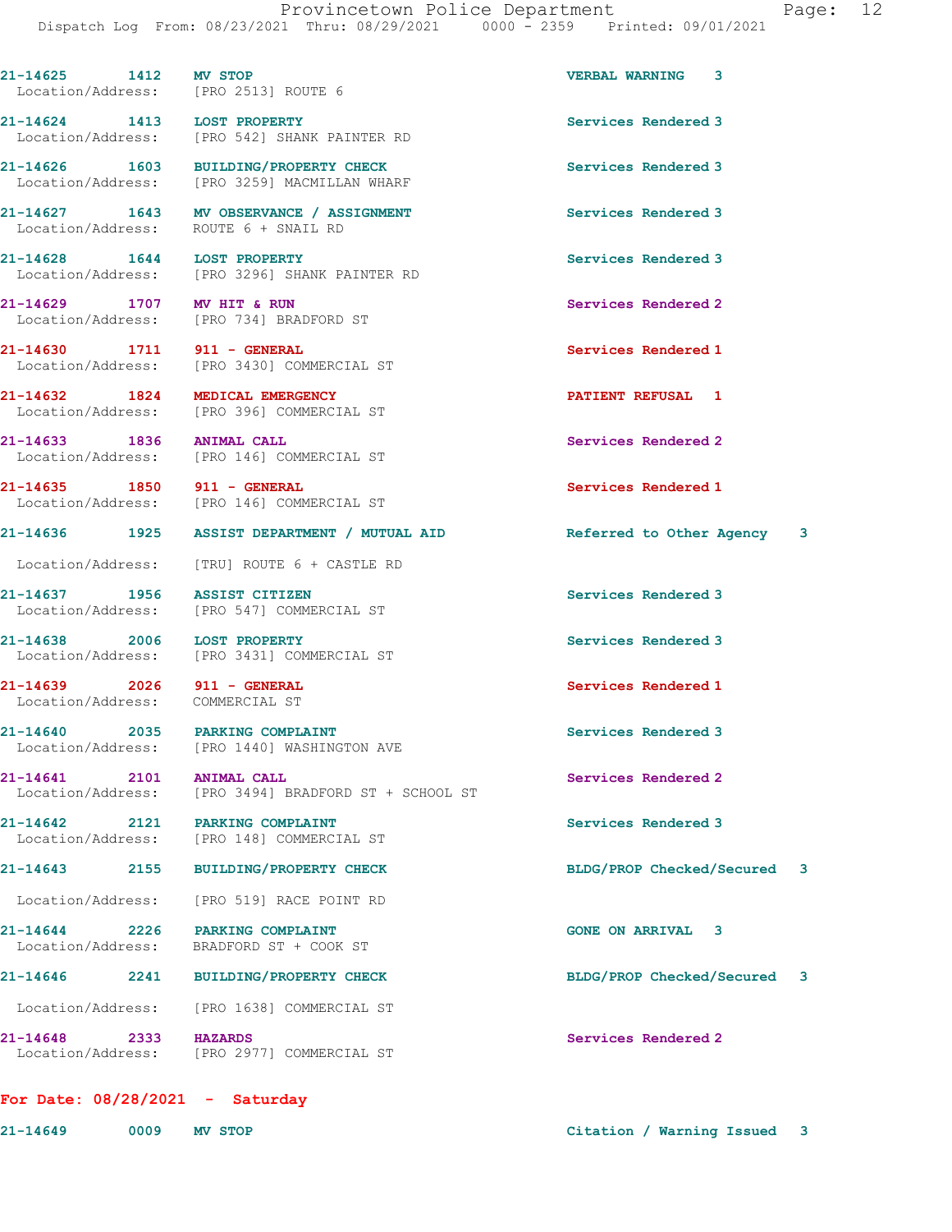21-14625 1412 MV STOP VERBAL WARNING 3
Location/Address: [PRO 2513] ROUTE 6

21-14624 1413 LOST PROPERTY Services Rendered 3
Location/Address: [PRO 542] SHANK PAINTER RD

21-14626 1603 BUILDING/PROPERTY CHECK Services Rendered 3
Location/Address: [PRO 3259] MACMILLAN WHARF

21-14627 1643 MV OBSERVANCE / ASSIGNMENT Services Rendered 3
Location/Address: ROUTE 6 + SNAIL RD

21-14628 1644 LOST PROPERTY Services Rendered 3
Location/Address: [PRO 3296] SHANK PAINTER RD

21-14629 1707 MV HIT & RUN Services Rendered 2
Location/Address: [PRO 734] BRADFORD ST

21-14630 1711 911 - GENERAL Services Rendered 1
Location/Address: [PRO 3430] COMMERCIAL ST

21-14632 1824 MEDICAL EMERGENCY PATIENT REFUSAL 1
Location/Address: [PRO 396] COMMERCIAL ST

21-14633 1836 ANIMAL CALL Services Rendered 2
Location/Address: [PRO 146] COMMERCIAL ST

21-14635 1850 911 - GENERAL Services Rendered 1
Location/Address: [PRO 146] COMMERCIAL ST

21-14636 1925 ASSIST DEPARTMENT / MUTUAL AID Referred to Other Agency 3
Location/Address: [TRU] ROUTE 6 + CASTLE RD

21-14637 1956 ASSIST CITIZEN Services Rendered 3
Location/Address: [PRO 547] COMMERCIAL ST

21-14638 2006 LOST PROPERTY Services Rendered 3
Location/Address: [PRO 3431] COMMERCIAL ST

21-14639 2026 911 - GENERAL Services Rendered 1
Location/Address: COMMERCIAL ST

21-14640 2035 PARKING COMPLAINT Services Rendered 3
Location/Address: [PRO 1440] WASHINGTON AVE

21-14641 2101 ANIMAL CALL Services Rendered 2
Location/Address: [PRO 3494] BRADFORD ST + SCHOOL ST

21-14642 2121 PARKING COMPLAINT Services Rendered 3
Location/Address: [PRO 148] COMMERCIAL ST

21-14643 2155 BUILDING/PROPERTY CHECK BLDG/PROP Checked/Secured 3
Location/Address: [PRO 519] RACE POINT RD

21-14644 2226 PARKING COMPLAINT GONE ON ARRIVAL 3
Location/Address: BRADFORD ST + COOK ST

21-14646 2241 BUILDING/PROPERTY CHECK BLDG/PROP Checked/Secured 3
Location/Address: [PRO 1638] COMMERCIAL ST

21-14648 2333 HAZARDS Services Rendered 2
Location/Address: [PRO 2977] COMMERCIAL ST

**For Date: 08/28/2021 - Saturday**

21-14649 0009 MV STOP Citation / Warning Issued 3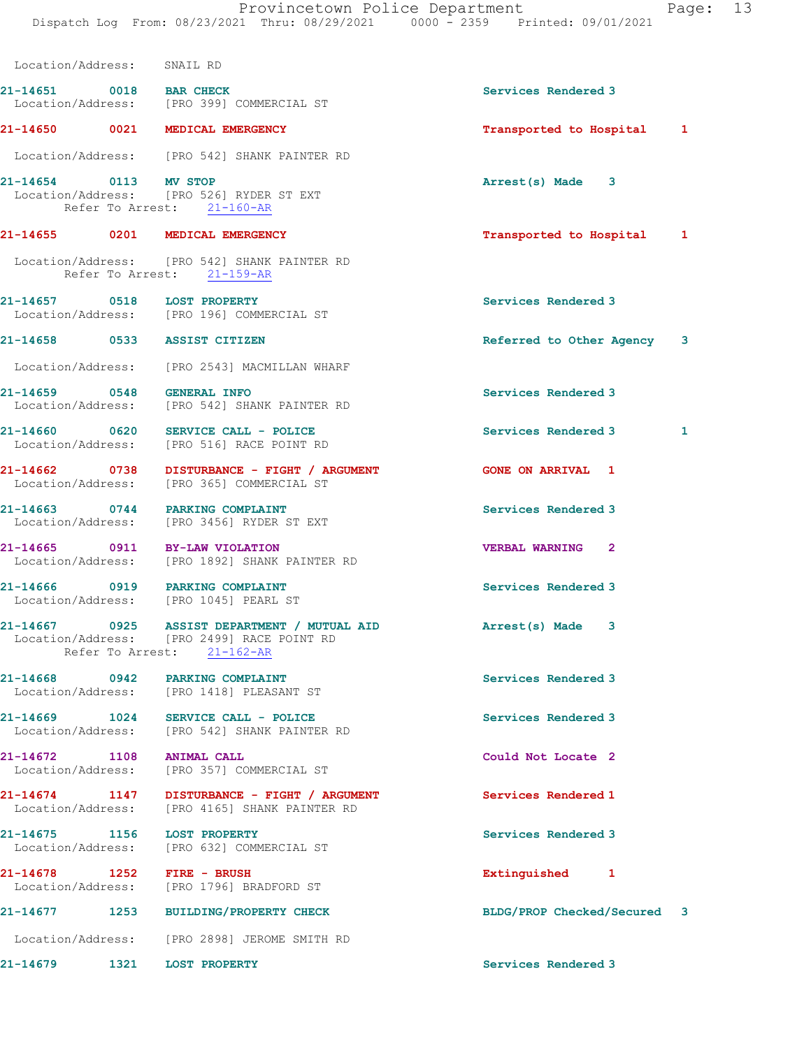Location/Address: SNAIL RD

21-14651 0018 BAR CHECK Services Rendered 3
Location/Address: [PRO 399] COMMERCIAL ST

21-14650 0021 MEDICAL EMERGENCY Transported to Hospital 1
Location/Address: [PRO 542] SHANK PAINTER RD

21-14654 0113 MV STOP Arrest(s) Made 3
Location/Address: [PRO 526] RYDER ST EXT
Refer To Arrest: 21-160-AR

21-14655 0201 MEDICAL EMERGENCY Transported to Hospital 1
Location/Address: [PRO 542] SHANK PAINTER RD
Refer To Arrest: 21-159-AR

21-14657 0518 LOST PROPERTY Services Rendered 3
Location/Address: [PRO 196] COMMERCIAL ST

21-14658 0533 ASSIST CITIZEN Referred to Other Agency 3
Location/Address: [PRO 2543] MACMILLAN WHARF

21-14659 0548 GENERAL INFO Services Rendered 3
Location/Address: [PRO 542] SHANK PAINTER RD

21-14660 0620 SERVICE CALL - POLICE Services Rendered 3 1
Location/Address: [PRO 516] RACE POINT RD

21-14662 0738 DISTURBANCE - FIGHT / ARGUMENT GONE ON ARRIVAL 1
Location/Address: [PRO 365] COMMERCIAL ST

21-14663 0744 PARKING COMPLAINT Services Rendered 3
Location/Address: [PRO 3456] RYDER ST EXT

21-14665 0911 BY-LAW VIOLATION VERBAL WARNING 2
Location/Address: [PRO 1892] SHANK PAINTER RD

21-14666 0919 PARKING COMPLAINT Services Rendered 3
Location/Address: [PRO 1045] PEARL ST

21-14667 0925 ASSIST DEPARTMENT / MUTUAL AID Arrest(s) Made 3
Location/Address: [PRO 2499] RACE POINT RD
Refer To Arrest: 21-162-AR

21-14668 0942 PARKING COMPLAINT Services Rendered 3
Location/Address: [PRO 1418] PLEASANT ST

21-14669 1024 SERVICE CALL - POLICE Services Rendered 3
Location/Address: [PRO 542] SHANK PAINTER RD

21-14672 1108 ANIMAL CALL Could Not Locate 2
Location/Address: [PRO 357] COMMERCIAL ST

21-14674 1147 DISTURBANCE - FIGHT / ARGUMENT Services Rendered 1
Location/Address: [PRO 4165] SHANK PAINTER RD

21-14675 1156 LOST PROPERTY Services Rendered 3
Location/Address: [PRO 632] COMMERCIAL ST

21-14678 1252 FIRE - BRUSH Extinguished 1
Location/Address: [PRO 1796] BRADFORD ST

21-14677 1253 BUILDING/PROPERTY CHECK BLDG/PROP Checked/Secured 3
Location/Address: [PRO 2898] JEROME SMITH RD

21-14679 1321 LOST PROPERTY Services Rendered 3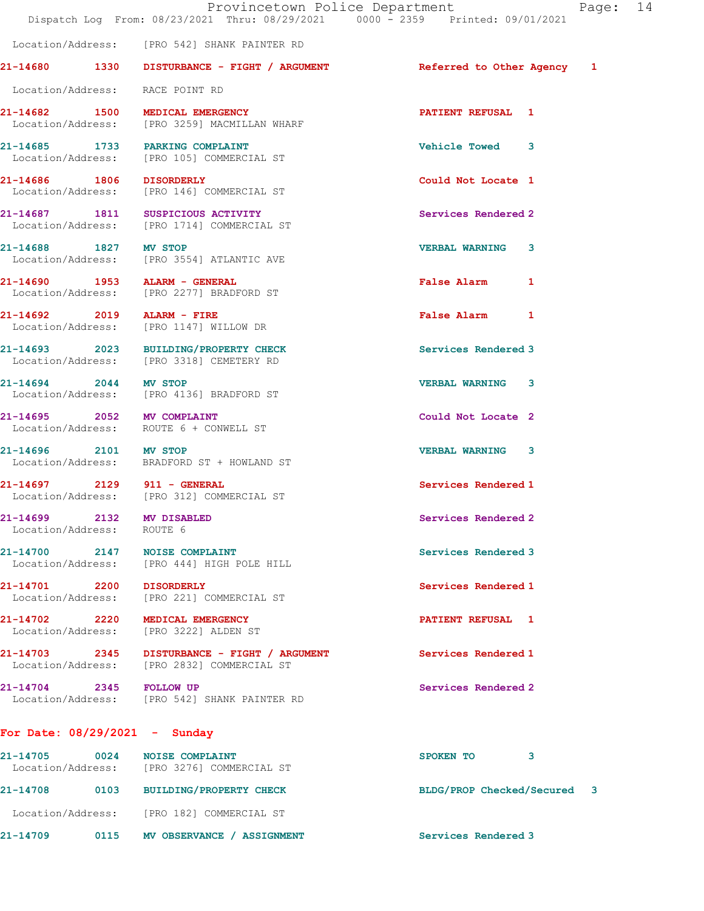Location/Address: [PRO 542] SHANK PAINTER RD

21-14680 1330 DISTURBANCE - FIGHT / ARGUMENT Referred to Other Agency 1

Location/Address: RACE POINT RD

21-14682 1500 MEDICAL EMERGENCY PATIENT REFUSAL 1
Location/Address: [PRO 3259] MACMILLAN WHARF

21-14685 1733 PARKING COMPLAINT Vehicle Towed 3
Location/Address: [PRO 105] COMMERCIAL ST

21-14686 1806 DISORDERLY Could Not Locate 1
Location/Address: [PRO 146] COMMERCIAL ST

21-14687 1811 SUSPICIOUS ACTIVITY Services Rendered 2
Location/Address: [PRO 1714] COMMERCIAL ST

21-14688 1827 MV STOP VERBAL WARNING 3
Location/Address: [PRO 3554] ATLANTIC AVE

21-14690 1953 ALARM - GENERAL False Alarm 1
Location/Address: [PRO 2277] BRADFORD ST

21-14692 2019 ALARM - FIRE False Alarm 1
Location/Address: [PRO 1147] WILLOW DR

21-14693 2023 BUILDING/PROPERTY CHECK Services Rendered 3
Location/Address: [PRO 3318] CEMETERY RD

21-14694 2044 MV STOP VERBAL WARNING 3
Location/Address: [PRO 4136] BRADFORD ST

21-14695 2052 MV COMPLAINT Could Not Locate 2
Location/Address: ROUTE 6 + CONWELL ST

21-14696 2101 MV STOP VERBAL WARNING 3
Location/Address: BRADFORD ST + HOWLAND ST

21-14697 2129 911 - GENERAL Services Rendered 1
Location/Address: [PRO 312] COMMERCIAL ST

21-14699 2132 MV DISABLED Services Rendered 2
Location/Address: ROUTE 6

21-14700 2147 NOISE COMPLAINT Services Rendered 3
Location/Address: [PRO 444] HIGH POLE HILL

21-14701 2200 DISORDERLY Services Rendered 1
Location/Address: [PRO 221] COMMERCIAL ST

21-14702 2220 MEDICAL EMERGENCY PATIENT REFUSAL 1
Location/Address: [PRO 3222] ALDEN ST

21-14703 2345 DISTURBANCE - FIGHT / ARGUMENT Services Rendered 1
Location/Address: [PRO 2832] COMMERCIAL ST

21-14704 2345 FOLLOW UP Services Rendered 2
Location/Address: [PRO 542] SHANK PAINTER RD

## For Date: 08/29/2021 - Sunday

21-14705 0024 NOISE COMPLAINT SPOKEN TO 3
Location/Address: [PRO 3276] COMMERCIAL ST

21-14708 0103 BUILDING/PROPERTY CHECK BLDG/PROP Checked/Secured 3

Location/Address: [PRO 182] COMMERCIAL ST

21-14709 0115 MV OBSERVANCE / ASSIGNMENT Services Rendered 3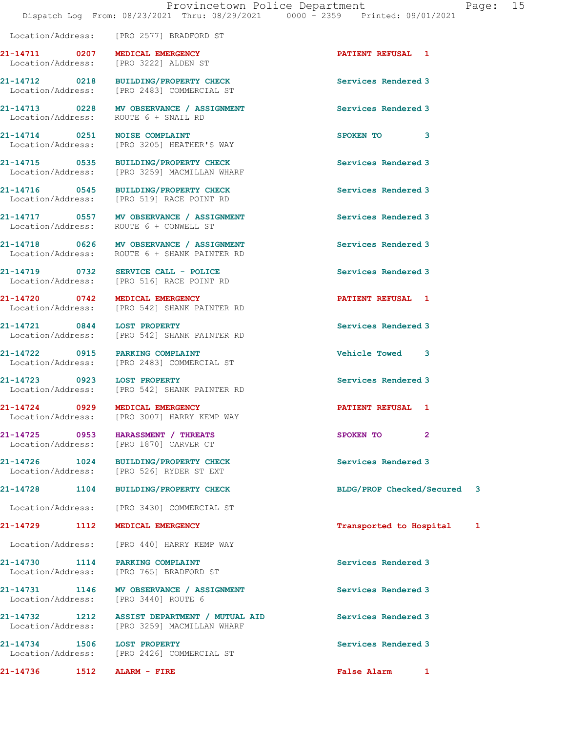Location/Address: [PRO 2577] BRADFORD ST

| Call # | Time | Call Type | Action | Priority |
|---|---|---|---|---|
| 21-14711 | 0207 | MEDICAL EMERGENCY | PATIENT REFUSAL | 1 |
| Location/Address: | | [PRO 3222] ALDEN ST | | |
| 21-14712 | 0218 | BUILDING/PROPERTY CHECK | Services Rendered | 3 |
| Location/Address: | | [PRO 2483] COMMERCIAL ST | | |
| 21-14713 | 0228 | MV OBSERVANCE / ASSIGNMENT | Services Rendered | 3 |
| Location/Address: | | ROUTE 6 + SNAIL RD | | |
| 21-14714 | 0251 | NOISE COMPLAINT | SPOKEN TO | 3 |
| Location/Address: | | [PRO 3205] HEATHER'S WAY | | |
| 21-14715 | 0535 | BUILDING/PROPERTY CHECK | Services Rendered | 3 |
| Location/Address: | | [PRO 3259] MACMILLAN WHARF | | |
| 21-14716 | 0545 | BUILDING/PROPERTY CHECK | Services Rendered | 3 |
| Location/Address: | | [PRO 519] RACE POINT RD | | |
| 21-14717 | 0557 | MV OBSERVANCE / ASSIGNMENT | Services Rendered | 3 |
| Location/Address: | | ROUTE 6 + CONWELL ST | | |
| 21-14718 | 0626 | MV OBSERVANCE / ASSIGNMENT | Services Rendered | 3 |
| Location/Address: | | ROUTE 6 + SHANK PAINTER RD | | |
| 21-14719 | 0732 | SERVICE CALL - POLICE | Services Rendered | 3 |
| Location/Address: | | [PRO 516] RACE POINT RD | | |
| 21-14720 | 0742 | MEDICAL EMERGENCY | PATIENT REFUSAL | 1 |
| Location/Address: | | [PRO 542] SHANK PAINTER RD | | |
| 21-14721 | 0844 | LOST PROPERTY | Services Rendered | 3 |
| Location/Address: | | [PRO 542] SHANK PAINTER RD | | |
| 21-14722 | 0915 | PARKING COMPLAINT | Vehicle Towed | 3 |
| Location/Address: | | [PRO 2483] COMMERCIAL ST | | |
| 21-14723 | 0923 | LOST PROPERTY | Services Rendered | 3 |
| Location/Address: | | [PRO 542] SHANK PAINTER RD | | |
| 21-14724 | 0929 | MEDICAL EMERGENCY | PATIENT REFUSAL | 1 |
| Location/Address: | | [PRO 3007] HARRY KEMP WAY | | |
| 21-14725 | 0953 | HARASSMENT / THREATS | SPOKEN TO | 2 |
| Location/Address: | | [PRO 1870] CARVER CT | | |
| 21-14726 | 1024 | BUILDING/PROPERTY CHECK | Services Rendered | 3 |
| Location/Address: | | [PRO 526] RYDER ST EXT | | |
| 21-14728 | 1104 | BUILDING/PROPERTY CHECK | BLDG/PROP Checked/Secured | 3 |
| Location/Address: | | [PRO 3430] COMMERCIAL ST | | |
| 21-14729 | 1112 | MEDICAL EMERGENCY | Transported to Hospital | 1 |
| Location/Address: | | [PRO 440] HARRY KEMP WAY | | |
| 21-14730 | 1114 | PARKING COMPLAINT | Services Rendered | 3 |
| Location/Address: | | [PRO 765] BRADFORD ST | | |
| 21-14731 | 1146 | MV OBSERVANCE / ASSIGNMENT | Services Rendered | 3 |
| Location/Address: | | [PRO 3440] ROUTE 6 | | |
| 21-14732 | 1212 | ASSIST DEPARTMENT / MUTUAL AID | Services Rendered | 3 |
| Location/Address: | | [PRO 3259] MACMILLAN WHARF | | |
| 21-14734 | 1506 | LOST PROPERTY | Services Rendered | 3 |
| Location/Address: | | [PRO 2426] COMMERCIAL ST | | |
| 21-14736 | 1512 | ALARM - FIRE | False Alarm | 1 |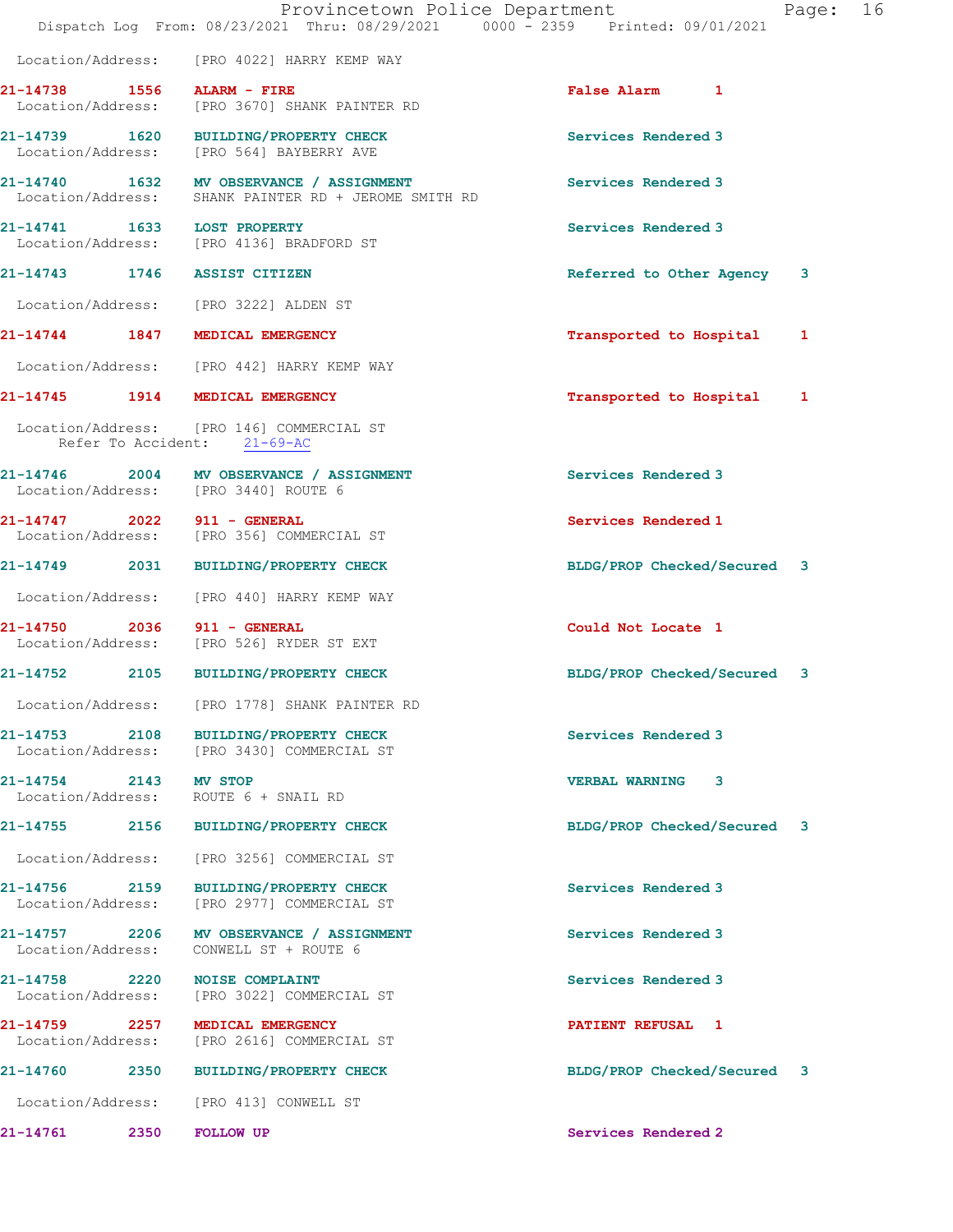Location/Address: [PRO 4022] HARRY KEMP WAY

**21-14738** 1556 **ALARM - FIRE** False Alarm 1
Location/Address: [PRO 3670] SHANK PAINTER RD

**21-14739** 1620 **BUILDING/PROPERTY CHECK** Services Rendered 3
Location/Address: [PRO 564] BAYBERRY AVE

**21-14740** 1632 **MV OBSERVANCE / ASSIGNMENT** Services Rendered 3
Location/Address: SHANK PAINTER RD + JEROME SMITH RD

**21-14741** 1633 **LOST PROPERTY** Services Rendered 3
Location/Address: [PRO 4136] BRADFORD ST

**21-14743** 1746 **ASSIST CITIZEN** Referred to Other Agency 3
Location/Address: [PRO 3222] ALDEN ST

**21-14744** 1847 **MEDICAL EMERGENCY** Transported to Hospital 1
Location/Address: [PRO 442] HARRY KEMP WAY

**21-14745** 1914 **MEDICAL EMERGENCY** Transported to Hospital 1
Location/Address: [PRO 146] COMMERCIAL ST
Refer To Accident: 21-69-AC

**21-14746** 2004 **MV OBSERVANCE / ASSIGNMENT** Services Rendered 3
Location/Address: [PRO 3440] ROUTE 6

**21-14747** 2022 **911 - GENERAL** Services Rendered 1
Location/Address: [PRO 356] COMMERCIAL ST

**21-14749** 2031 **BUILDING/PROPERTY CHECK** BLDG/PROP Checked/Secured 3
Location/Address: [PRO 440] HARRY KEMP WAY

**21-14750** 2036 **911 - GENERAL** Could Not Locate 1
Location/Address: [PRO 526] RYDER ST EXT

**21-14752** 2105 **BUILDING/PROPERTY CHECK** BLDG/PROP Checked/Secured 3
Location/Address: [PRO 1778] SHANK PAINTER RD

**21-14753** 2108 **BUILDING/PROPERTY CHECK** Services Rendered 3
Location/Address: [PRO 3430] COMMERCIAL ST

**21-14754** 2143 **MV STOP** VERBAL WARNING 3
Location/Address: ROUTE 6 + SNAIL RD

**21-14755** 2156 **BUILDING/PROPERTY CHECK** BLDG/PROP Checked/Secured 3
Location/Address: [PRO 3256] COMMERCIAL ST

**21-14756** 2159 **BUILDING/PROPERTY CHECK** Services Rendered 3
Location/Address: [PRO 2977] COMMERCIAL ST

**21-14757** 2206 **MV OBSERVANCE / ASSIGNMENT** Services Rendered 3
Location/Address: CONWELL ST + ROUTE 6

**21-14758** 2220 **NOISE COMPLAINT** Services Rendered 3
Location/Address: [PRO 3022] COMMERCIAL ST

**21-14759** 2257 **MEDICAL EMERGENCY** PATIENT REFUSAL 1
Location/Address: [PRO 2616] COMMERCIAL ST

**21-14760** 2350 **BUILDING/PROPERTY CHECK** BLDG/PROP Checked/Secured 3
Location/Address: [PRO 413] CONWELL ST

**21-14761** 2350 **FOLLOW UP** Services Rendered 2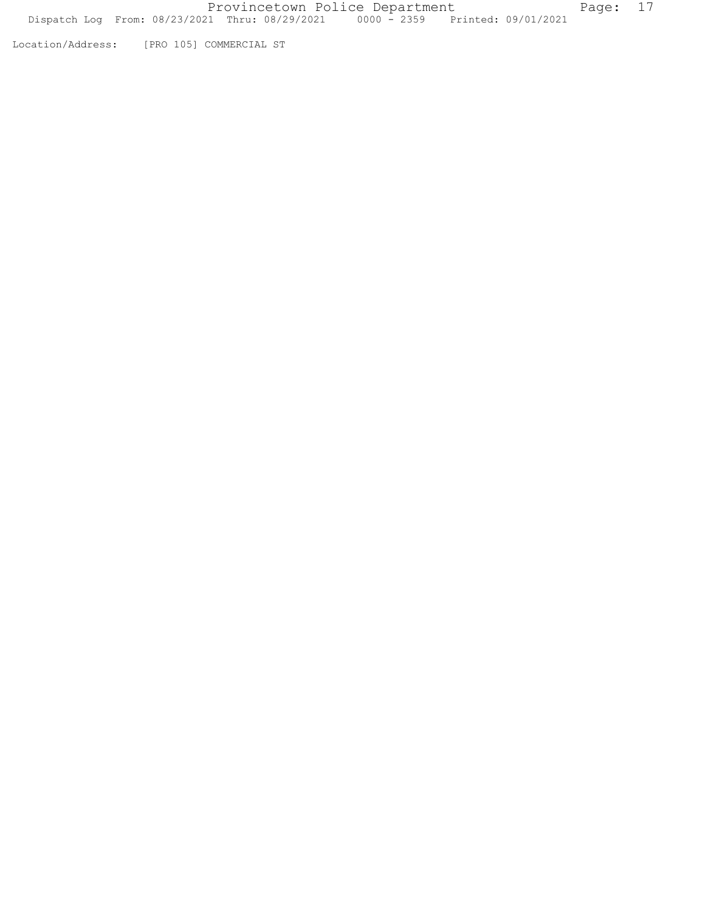Location/Address: [PRO 105] COMMERCIAL ST